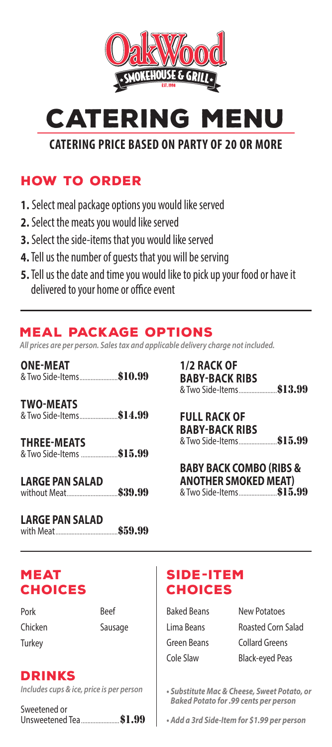OakWood SMOKEHOUSE & GRILL EST. 1998

# CATERING MENU

**CATERING PRICE BASED ON PARTY OF 20 OR MORE**

## HOW TO ORDER

1. Select meal package options you would like served
2. Select the meats you would like served
3. Select the side-items that you would like served
4. Tell us the number of guests that you will be serving
5. Tell us the date and time you would like to pick up your food or have it delivered to your home or office event

## MEAL PACKAGE OPTIONS

*All prices are per person. Sales tax and applicable delivery charge not included.*

**ONE-MEAT**
& Two Side-Items........................**$10.99**

**TWO-MEATS**
& Two Side-Items........................**$14.99**

**THREE-MEATS**
& Two Side-Items ........................**$15.99**

**LARGE PAN SALAD**
without Meat................................**$39.99**

**LARGE PAN SALAD**
with Meat.......................................**$59.99**

**1/2 RACK OF BABY-BACK RIBS**
& Two Side-Items........................**$13.99**

**FULL RACK OF BABY-BACK RIBS**
& Two Side-Items........................**$15.99**

**BABY BACK COMBO (RIBS & ANOTHER SMOKED MEAT)**
& Two Side-Items........................**$15.99**

## MEAT CHOICES

- Pork
- Chicken
- Turkey
- Beef
- Sausage

## DRINKS

*Includes cups & ice, price is per person*

Sweetened or Unsweetened Tea........................**$1.99**

## SIDE-ITEM CHOICES

- Baked Beans
- Lima Beans
- Green Beans
- Cole Slaw
- New Potatoes
- Roasted Corn Salad
- Collard Greens
- Black-eyed Peas

***• Substitute Mac & Cheese, Sweet Potato, or Baked Potato for .99 cents per person***

***• Add a 3rd Side-Item for $1.99 per person***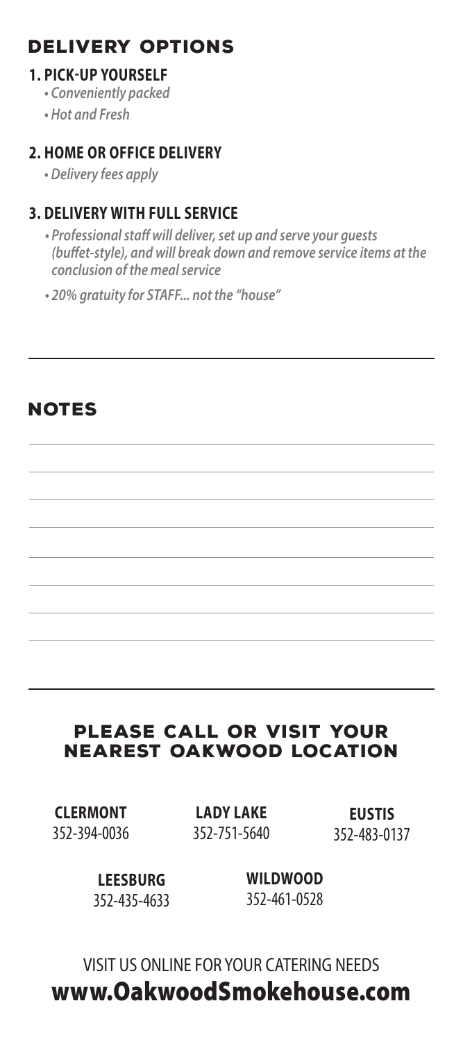## DELIVERY OPTIONS

### 1. PICK-UP YOURSELF

- *Conveniently packed*
- *Hot and Fresh*

### 2. HOME OR OFFICE DELIVERY

- *Delivery fees apply*

### 3. DELIVERY WITH FULL SERVICE

- *Professional staff will deliver, set up and serve your guests (buffet-style), and will break down and remove service items at the conclusion of the meal service*
- *20% gratuity for STAFF... not the "house"*

## NOTES

## PLEASE CALL OR VISIT YOUR NEAREST OAKWOOD LOCATION

**CLERMONT**
352-394-0036

**LADY LAKE**
352-751-5640

**EUSTIS**
352-483-0137

**LEESBURG**
352-435-4633

**WILDWOOD**
352-461-0528

VISIT US ONLINE FOR YOUR CATERING NEEDS

**www.OakwoodSmokehouse.com**